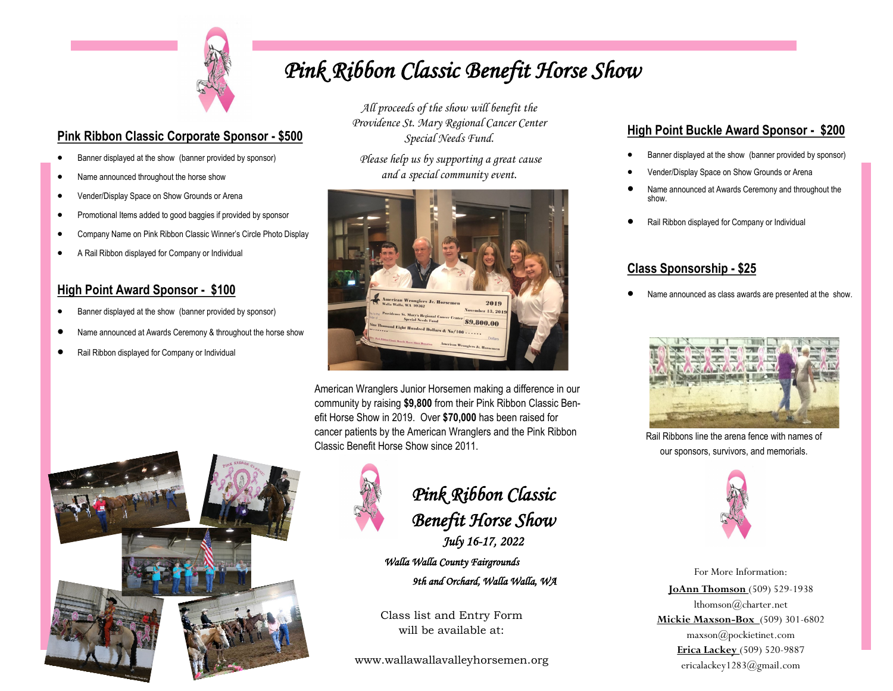# Pink Ribbon Classic Benefit Horse Show

*All proceeds of the show will benefit the Providence St. Mary Regional Cancer Center Special Needs Fund.*

*Please help us by supporting a great cause and a special community event.*

## Pink Ribbon Classic Corporate Sponsor - $500

- Banner displayed at the show (banner provided by sponsor)
- Name announced throughout the horse show
- Vender/Display Space on Show Grounds or Arena
- Promotional Items added to good baggies if provided by sponsor
- Company Name on Pink Ribbon Classic Winner's Circle Photo Display
- A Rail Ribbon displayed for Company or Individual

## High Point Award Sponsor - $100

- Banner displayed at the show (banner provided by sponsor)
- Name announced at Awards Ceremony & throughout the horse show
- Rail Ribbon displayed for Company or Individual

American Wranglers Junior Horsemen making a difference in our community by raising **$9,800** from their Pink Ribbon Classic Benefit Horse Show in 2019. Over **$70,000** has been raised for cancer patients by the American Wranglers and the Pink Ribbon Classic Benefit Horse Show since 2011.

## High Point Buckle Award Sponsor - $200

- Banner displayed at the show (banner provided by sponsor)
- Vender/Display Space on Show Grounds or Arena
- Name announced at Awards Ceremony and throughout the show.
- Rail Ribbon displayed for Company or Individual

## Class Sponsorship - $25

- Name announced as class awards are presented at the show.

Rail Ribbons line the arena fence with names of our sponsors, survivors, and memorials.

## *Pink Ribbon Classic Benefit Horse Show*

*July 16-17, 2022*

*Walla Walla County Fairgrounds*

*9th and Orchard, Walla Walla, WA*

Class list and Entry Form will be available at:

www.wallawallavalleyhorsemen.org

For More Information:

**JoAnn Thomson** (509) 529-1938
lthomson@charter.net

**Mickie Maxson-Box** (509) 301-6802
maxson@pockietinet.com

**Erica Lackey** (509) 520-9887
ericalackey1283@gmail.com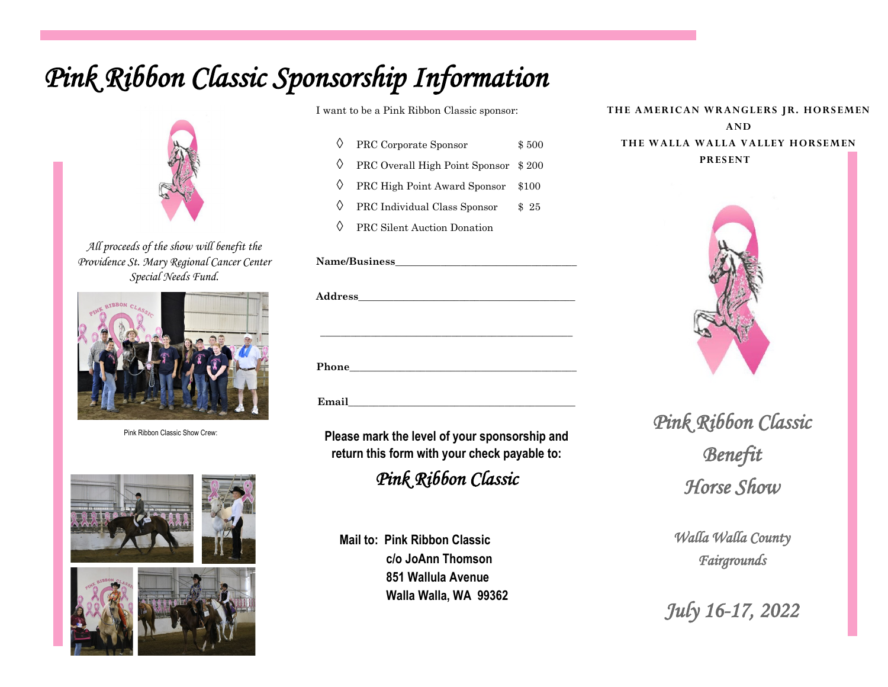# Pink Ribbon Classic Sponsorship Information

*All proceeds of the show will benefit the Providence St. Mary Regional Cancer Center Special Needs Fund.*

Pink Ribbon Classic Show Crew:

I want to be a Pink Ribbon Classic sponsor:

- ◊ PRC Corporate Sponsor $ 500
- ◊ PRC Overall High Point Sponsor $ 200
- ◊ PRC High Point Award Sponsor $100
- ◊ PRC Individual Class Sponsor $ 25
- ◊ PRC Silent Auction Donation

**Name/Business**___________________________________

**Address**_________________________________________

___________________________________________________

**Phone**__________________________________________

**Email**__________________________________________

**Please mark the level of your sponsorship and return this form with your check payable to:**

*Pink Ribbon Classic*

**Mail to: Pink Ribbon Classic**
**c/o JoAnn Thomson**
**851 Wallula Avenue**
**Walla Walla, WA 99362**

**THE AMERICAN WRANGLERS JR. HORSEMEN**
**AND**
**THE WALLA WALLA VALLEY HORSEMEN**
**PRESENT**

## *Pink Ribbon Classic Benefit Horse Show*

*Walla Walla County Fairgrounds*

*July 16-17, 2022*